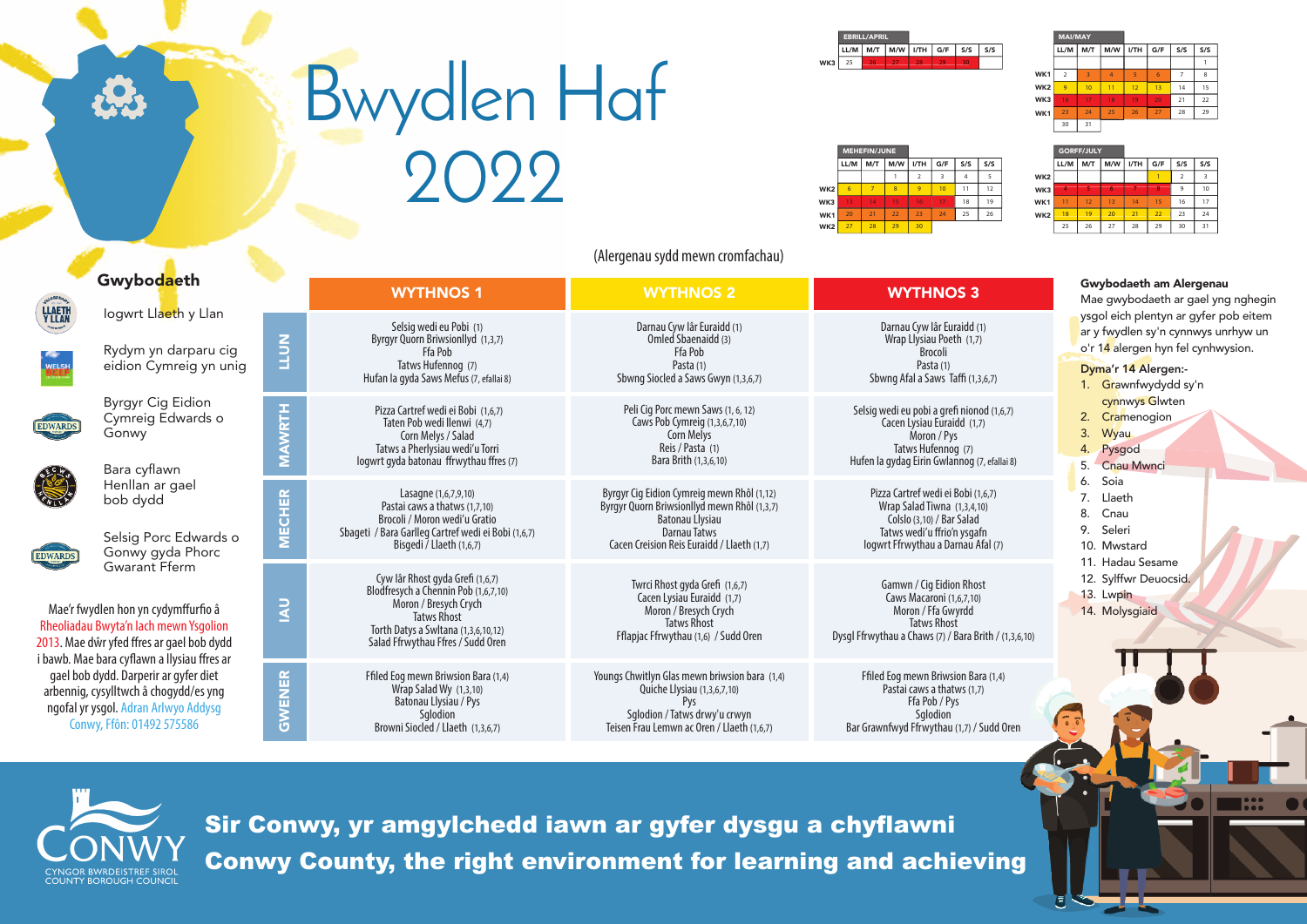# Bwydlen Haf 2022

| EBRILL/APRIL | LL/M | M/T | M/W | I/TH | G/F | S/S | S/S |
|---|---|---|---|---|---|---|---|
| WK3 | 25 | 26 | 27 | 28 | 29 | 30 | |

| MAI/MAY | LL/M | M/T | M/W | I/TH | G/F | S/S | S/S |
|---|---|---|---|---|---|---|---|
| | | | | | | | 1 |
| WK1 | 2 | 3 | 4 | 5 | 6 | 7 | 8 |
| WK2 | 9 | 10 | 11 | 12 | 13 | 14 | 15 |
| WK3 | 16 | 17 | 18 | 19 | 20 | 21 | 22 |
| WK1 | 23 | 24 | 25 | 26 | 27 | 28 | 29 |
| | 30 | 31 | | | | | |

| MEHEFIN/JUNE | LL/M | M/T | M/W | I/TH | G/F | S/S | S/S |
|---|---|---|---|---|---|---|---|
| | | | 1 | 2 | 3 | 4 | 5 |
| WK2 | 6 | 7 | 8 | 9 | 10 | 11 | 12 |
| WK3 | 13 | 14 | 15 | 16 | 17 | 18 | 19 |
| WK1 | 20 | 21 | 22 | 23 | 24 | 25 | 26 |
| WK2 | 27 | 28 | 29 | 30 | | | |

| GORFF/JULY | LL/M | M/T | M/W | I/TH | G/F | S/S | S/S |
|---|---|---|---|---|---|---|---|
| WK2 | | | | | 1 | 2 | 3 |
| WK3 | 4 | 5 | 6 | 7 | 8 | 9 | 10 |
| WK1 | 11 | 12 | 13 | 14 | 15 | 16 | 17 |
| WK2 | 18 | 19 | 20 | 21 | 22 | 23 | 24 |
| | 25 | 26 | 27 | 28 | 29 | 30 | 31 |

(Alergenau sydd mewn cromfachau)

| | WYTHNOS 1 | WYTHNOS 2 | WYTHNOS 3 |
|---|---|---|---|
| LLUN | Selsig wedi eu Pobi (1)<br>Byrgyr Quorn Briwsionllyd (1,3,7)<br>Ffa Pob<br>Tatws Hufennog (7)<br>Hufen Ia gyda Saws Mefus (7, efallai 8) | Darnau Cyw Iâr Euraidd (1)<br>Omled Sbaenaidd (3)<br>Ffa Pob<br>Pasta (1)<br>Sbwng Siocled a Saws Gwyn (1,3,6,7) | Darnau Cyw Iâr Euraidd (1)<br>Wrap Llysiau Poeth (1,7)<br>Brocoli<br>Pasta (1)<br>Sbwng Afal a Saws Taffi (1,3,6,7) |
| MAWRTH | Pizza Cartref wedi ei Bobi (1,6,7)<br>Taten Pob wedi llenwi (4,7)<br>Corn Melys / Salad<br>Tatws a Pherlysiau wedi'u Torri<br>Iogwrt gyda batonau ffrwythau ffres (7) | Peli Cig Porc mewn Saws (1, 6, 12)<br>Caws Pob Cymreig (1,3,6,7,10)<br>Corn Melys<br>Reis / Pasta (1)<br>Bara Brith (1,3,6,10) | Selsig wedi eu pobi a grefi nionod (1,6,7)<br>Cacen Llysiau Euraidd (1,7)<br>Moron / Pys<br>Tatws Hufennog (7)<br>Hufen Ia gydag Eirin Gwlannog (7, efallai 8) |
| MECHER | Lasagne (1,6,7,9,10)<br>Pastai caws a thatws (1,7,10)<br>Brocoli / Moron wedi'u Gratio<br>Sbageti / Bara Garlleg Cartref wedi ei Bobi (1,6,7)<br>Bisgedi / Llaeth (1,6,7) | Byrgyr Cig Eidion Cymreig mewn Rhôl (1,12)<br>Byrgyr Quorn Briwsionllyd mewn Rhôl (1,3,7)<br>Batonau Llysiau<br>Darnau Tatws<br>Cacen Creision Reis Euraidd / Llaeth (1,7) | Pizza Cartref wedi ei Bobi (1,6,7)<br>Wrap Salad Tiwna (1,3,4,10)<br>Colslo (3,10) / Bar Salad<br>Tatws wedi'u ffrio'n ysgafn<br>Iogwrt Ffrwythau a Darnau Afal (7) |
| IAU | Cyw Iâr Rhost gyda Grefi (1,6,7)<br>Blodfresych a Chennin Pob (1,6,7,10)<br>Moron / Bresych Crych<br>Tatws Rhost<br>Torth Datys a Swltana (1,3,6,10,12)<br>Salad Ffrwythau Ffres / Sudd Oren | Twrci Rhost gyda Grefi (1,6,7)<br>Cacen Llysiau Euraidd (1,7)<br>Moron / Bresych Crych<br>Tatws Rhost<br>Fflapjac Ffrwythau (1,6) / Sudd Oren | Gamwn / Cig Eidion Rhost<br>Caws Macaroni (1,6,7,10)<br>Moron / Ffa Gwyrdd<br>Tatws Rhost<br>Dysgl Ffrwythau a Chaws (7) / Bara Brith / (1,3,6,10) |
| GWENER | Ffiled Eog mewn Briwsion Bara (1,4)<br>Wrap Salad Wy (1,3,10)<br>Batonau Llysiau / Pys<br>Sglodion<br>Browni Siocled / Llaeth (1,3,6,7) | Youngs Chwitlyn Glas mewn briwsion bara (1,4)<br>Quiche Llysiau (1,3,6,7,10)<br>Pys<br>Sglodion / Tatws drwy'u crwyn<br>Teisen Frau Lemwn ac Oren / Llaeth (1,6,7) | Ffiled Eog mewn Briwsion Bara (1,4)<br>Pastai caws a thatws (1,7)<br>Ffa Pob / Pys<br>Sglodion<br>Bar Grawnfwyd Ffrwythau (1,7) / Sudd Oren |

## Gwybodaeth

- Iogwrt Llaeth y Llan
- Rydym yn darparu cig eidion Cymreig yn unig
- Byrgyr Cig Eidion Cymreig Edwards o Gonwy
- Bara cyflawn Henllan ar gael bob dydd
- Selsig Porc Edwards o Gonwy gyda Phorc Gwarant Fferm

Mae'r fwydlen hon yn cydymffurfio â Rheoliadau Bwyta'n Iach mewn Ysgolion 2013. Mae dŵr yfed ffres ar gael bob dydd i bawb. Mae bara cyflawn a llysiau ffres ar gael bob dydd. Darperir ar gyfer diet arbennig, cysylltwch â chogydd/es yng ngofal yr ysgol. Adran Arlwyo Addysg Conwy, Ffôn: 01492 575586

## Gwybodaeth am Alergenau

Mae gwybodaeth ar gael yng nghegin ysgol eich plentyn ar gyfer pob eitem ar y fwydlen sy'n cynnwys unrhyw un o'r 14 alergen hyn fel cynhwysion.

**Dyma'r 14 Alergen:-**

1. Grawnfwydydd sy'n cynnwys Glwten
2. Cramenogion
3. Wyau
4. Pysgod
5. Cnau Mwnci
6. Soia
7. Llaeth
8. Cnau
9. Seleri
10. Mwstard
11. Hadau Sesame
12. Sylffwr Deuocsid.
13. Lwpin
14. Molysgiaid

Sir Conwy, yr amgylchedd iawn ar gyfer dysgu a chyflawni
Conwy County, the right environment for learning and achieving

CONWY
CYNGOR BWRDEISTREF SIROL
COUNTY BOROUGH COUNCIL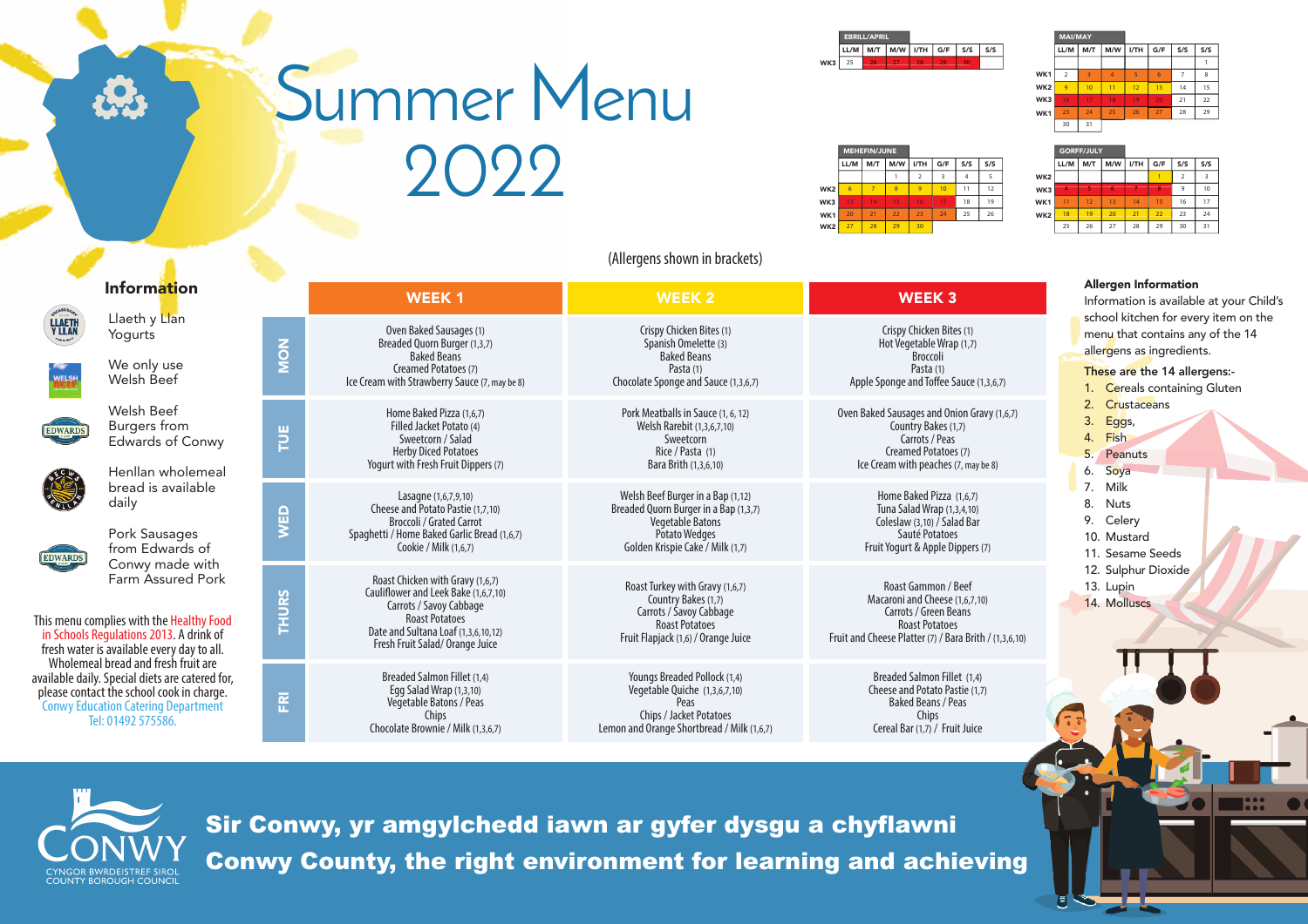# Summer Menu 2022

**EBRILL/APRIL**

| | LL/M | M/T | M/W | I/TH | G/F | S/S | S/S |
|---|---|---|---|---|---|---|---|
| WK3 | 25 | 26 | 27 | 28 | 29 | 30 | |

**MAI/MAY**

| | LL/M | M/T | M/W | I/TH | G/F | S/S | S/S |
|---|---|---|---|---|---|---|---|
| | | | | | | | 1 |
| WK1 | 2 | 3 | 4 | 5 | 6 | 7 | 8 |
| WK2 | 9 | 10 | 11 | 12 | 13 | 14 | 15 |
| WK3 | 16 | 17 | 18 | 19 | 20 | 21 | 22 |
| WK1 | 23 | 24 | 25 | 26 | 27 | 28 | 29 |
| | 30 | 31 | | | | | |

**MEHEFIN/JUNE**

| | LL/M | M/T | M/W | I/TH | G/F | S/S | S/S |
|---|---|---|---|---|---|---|---|
| | | | 1 | 2 | 3 | 4 | 5 |
| WK2 | 6 | 7 | 8 | 9 | 10 | 11 | 12 |
| WK3 | 13 | 14 | 15 | 16 | 17 | 18 | 19 |
| WK1 | 20 | 21 | 22 | 23 | 24 | 25 | 26 |
| WK2 | 27 | 28 | 29 | 30 | | | |

**GORFF/JULY**

| | LL/M | M/T | M/W | I/TH | G/F | S/S | S/S |
|---|---|---|---|---|---|---|---|
| WK2 | | | | | 1 | 2 | 3 |
| WK3 | 4 | 5 | 6 | 7 | 8 | 9 | 10 |
| WK1 | 11 | 12 | 13 | 14 | 15 | 16 | 17 |
| WK2 | 18 | 19 | 20 | 21 | 22 | 23 | 24 |
| | 25 | 26 | 27 | 28 | 29 | 30 | 31 |

(Allergens shown in brackets)

| | WEEK 1 | WEEK 2 | WEEK 3 |
|---|---|---|---|
| MON | Oven Baked Sausages (1)<br>Breaded Quorn Burger (1,3,7)<br>Baked Beans<br>Creamed Potatoes (7)<br>Ice Cream with Strawberry Sauce (7, may be 8) | Crispy Chicken Bites (1)<br>Spanish Omelette (3)<br>Baked Beans<br>Pasta (1)<br>Chocolate Sponge and Sauce (1,3,6,7) | Crispy Chicken Bites (1)<br>Hot Vegetable Wrap (1,7)<br>Broccoli<br>Pasta (1)<br>Apple Sponge and Toffee Sauce (1,3,6,7) |
| TUE | Home Baked Pizza (1,6,7)<br>Filled Jacket Potato (4)<br>Sweetcorn / Salad<br>Herby Diced Potatoes<br>Yogurt with Fresh Fruit Dippers (7) | Pork Meatballs in Sauce (1, 6, 12)<br>Welsh Rarebit (1,3,6,7,10)<br>Sweetcorn<br>Rice / Pasta (1)<br>Bara Brith (1,3,6,10) | Oven Baked Sausages and Onion Gravy (1,6,7)<br>Country Bakes (1,7)<br>Carrots / Peas<br>Creamed Potatoes (7)<br>Ice Cream with peaches (7, may be 8) |
| WED | Lasagne (1,6,7,9,10)<br>Cheese and Potato Pastie (1,7,10)<br>Broccoli / Grated Carrot<br>Spaghetti / Home Baked Garlic Bread (1,6,7)<br>Cookie / Milk (1,6,7) | Welsh Beef Burger in a Bap (1,12)<br>Breaded Quorn Burger in a Bap (1,3,7)<br>Vegetable Batons<br>Potato Wedges<br>Golden Krispie Cake / Milk (1,7) | Home Baked Pizza (1,6,7)<br>Tuna Salad Wrap (1,3,4,10)<br>Coleslaw (3,10) / Salad Bar<br>Sauté Potatoes<br>Fruit Yogurt & Apple Dippers (7) |
| THURS | Roast Chicken with Gravy (1,6,7)<br>Cauliflower and Leek Bake (1,6,7,10)<br>Carrots / Savoy Cabbage<br>Roast Potatoes<br>Date and Sultana Loaf (1,3,6,10,12)<br>Fresh Fruit Salad/ Orange Juice | Roast Turkey with Gravy (1,6,7)<br>Country Bakes (1,7)<br>Carrots / Savoy Cabbage<br>Roast Potatoes<br>Fruit Flapjack (1,6) / Orange Juice | Roast Gammon / Beef<br>Macaroni and Cheese (1,6,7,10)<br>Carrots / Green Beans<br>Roast Potatoes<br>Fruit and Cheese Platter (7) / Bara Brith / (1,3,6,10) |
| FRI | Breaded Salmon Fillet (1,4)<br>Egg Salad Wrap (1,3,10)<br>Vegetable Batons / Peas<br>Chips<br>Chocolate Brownie / Milk (1,3,6,7) | Youngs Breaded Pollock (1,4)<br>Vegetable Quiche (1,3,6,7,10)<br>Peas<br>Chips / Jacket Potatoes<br>Lemon and Orange Shortbread / Milk (1,6,7) | Breaded Salmon Fillet (1,4)<br>Cheese and Potato Pastie (1,7)<br>Baked Beans / Peas<br>Chips<br>Cereal Bar (1,7) / Fruit Juice |

## Information

Llaeth y Llan Yogurts

We only use Welsh Beef

Welsh Beef Burgers from Edwards of Conwy

Henllan wholemeal bread is available daily

Pork Sausages from Edwards of Conwy made with Farm Assured Pork

This menu complies with the Healthy Food in Schools Regulations 2013. A drink of fresh water is available every day to all. Wholemeal bread and fresh fruit are available daily. Special diets are catered for, please contact the school cook in charge. Conwy Education Catering Department Tel: 01492 575586.

## Allergen Information

Information is available at your Child's school kitchen for every item on the menu that contains any of the 14 allergens as ingredients.

These are the 14 allergens:-

1. Cereals containing Gluten
2. Crustaceans
3. Eggs,
4. Fish
5. Peanuts
6. Soya
7. Milk
8. Nuts
9. Celery
10. Mustard
11. Sesame Seeds
12. Sulphur Dioxide
13. Lupin
14. Molluscs

Conwy – Cyngor Bwrdeistref Sirol / County Borough Council

**Sir Conwy, yr amgylchedd iawn ar gyfer dysgu a chyflawni**

**Conwy County, the right environment for learning and achieving**